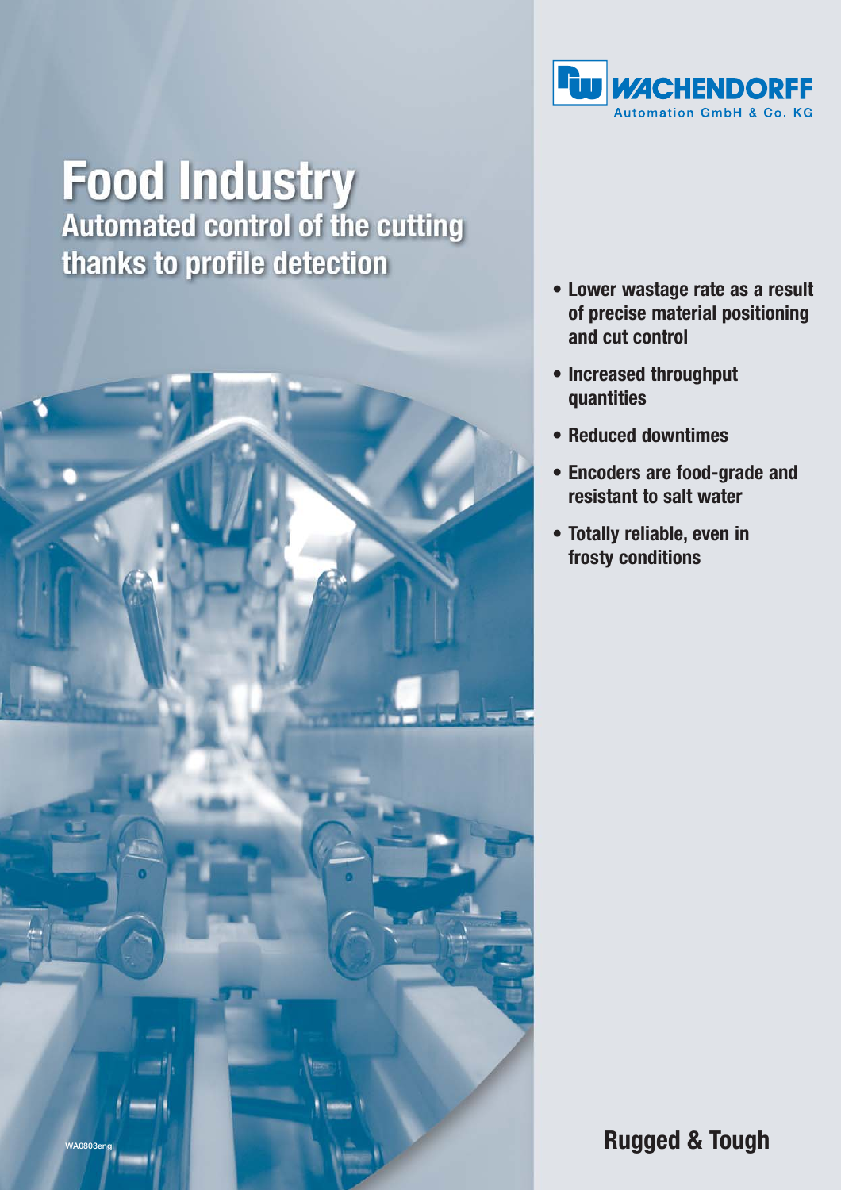WACHENDORFF Automation GmbH & Co. KG

# Food Industry

## Automated control of the cutting thanks to profile detection

- **Lower wastage rate as a result of precise material positioning and cut control**
- **Increased throughput quantities**
- **Reduced downtimes**
- **Encoders are food-grade and resistant to salt water**
- **Totally reliable, even in frosty conditions**

WA0803engl

**Rugged & Tough**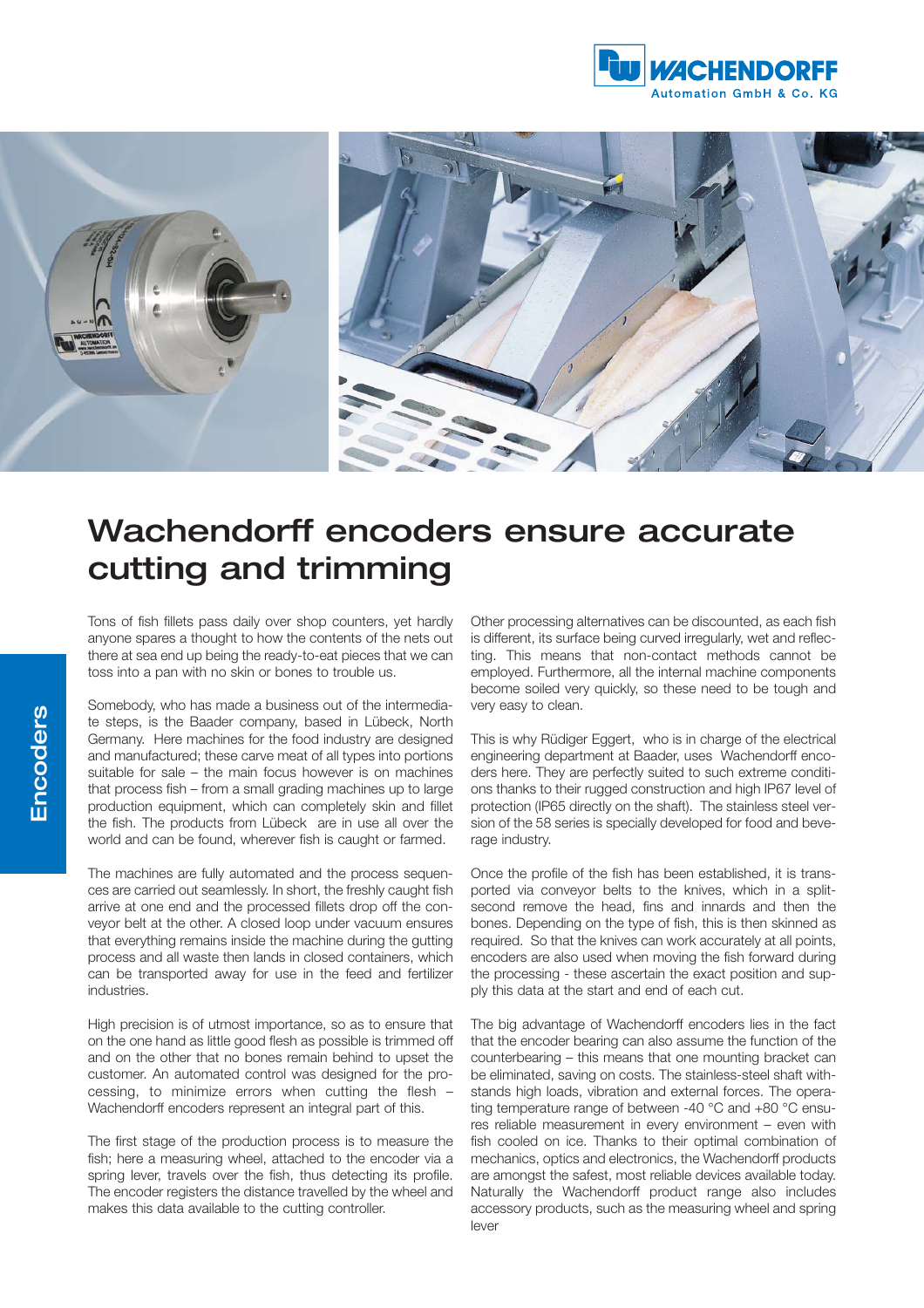# Wachendorff encoders ensure accurate cutting and trimming

Tons of fish fillets pass daily over shop counters, yet hardly anyone spares a thought to how the contents of the nets out there at sea end up being the ready-to-eat pieces that we can toss into a pan with no skin or bones to trouble us.

Somebody, who has made a business out of the intermediate steps, is the Baader company, based in Lübeck, North Germany. Here machines for the food industry are designed and manufactured; these carve meat of all types into portions suitable for sale – the main focus however is on machines that process fish – from a small grading machines up to large production equipment, which can completely skin and fillet the fish. The products from Lübeck are in use all over the world and can be found, wherever fish is caught or farmed.

The machines are fully automated and the process sequences are carried out seamlessly. In short, the freshly caught fish arrive at one end and the processed fillets drop off the conveyor belt at the other. A closed loop under vacuum ensures that everything remains inside the machine during the gutting process and all waste then lands in closed containers, which can be transported away for use in the feed and fertilizer industries.

High precision is of utmost importance, so as to ensure that on the one hand as little good flesh as possible is trimmed off and on the other that no bones remain behind to upset the customer. An automated control was designed for the processing, to minimize errors when cutting the flesh – Wachendorff encoders represent an integral part of this.

The first stage of the production process is to measure the fish; here a measuring wheel, attached to the encoder via a spring lever, travels over the fish, thus detecting its profile. The encoder registers the distance travelled by the wheel and makes this data available to the cutting controller.

Other processing alternatives can be discounted, as each fish is different, its surface being curved irregularly, wet and reflecting. This means that non-contact methods cannot be employed. Furthermore, all the internal machine components become soiled very quickly, so these need to be tough and very easy to clean.

This is why Rüdiger Eggert, who is in charge of the electrical engineering department at Baader, uses Wachendorff encoders here. They are perfectly suited to such extreme conditions thanks to their rugged construction and high IP67 level of protection (IP65 directly on the shaft). The stainless steel version of the 58 series is specially developed for food and beverage industry.

Once the profile of the fish has been established, it is transported via conveyor belts to the knives, which in a split-second remove the head, fins and innards and then the bones. Depending on the type of fish, this is then skinned as required. So that the knives can work accurately at all points, encoders are also used when moving the fish forward during the processing - these ascertain the exact position and supply this data at the start and end of each cut.

The big advantage of Wachendorff encoders lies in the fact that the encoder bearing can also assume the function of the counterbearing – this means that one mounting bracket can be eliminated, saving on costs. The stainless-steel shaft withstands high loads, vibration and external forces. The operating temperature range of between -40 °C and +80 °C ensures reliable measurement in every environment – even with fish cooled on ice. Thanks to their optimal combination of mechanics, optics and electronics, the Wachendorff products are amongst the safest, most reliable devices available today. Naturally the Wachendorff product range also includes accessory products, such as the measuring wheel and spring lever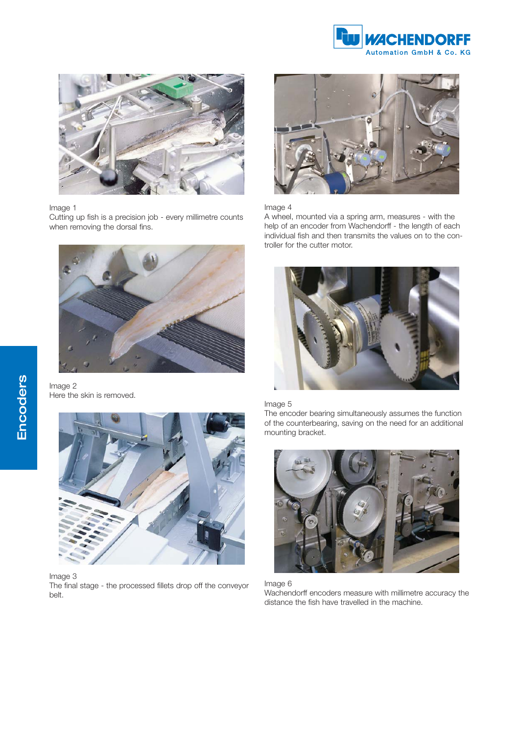Image 1
Cutting up fish is a precision job - every millimetre counts when removing the dorsal fins.

Image 2
Here the skin is removed.

Image 3
The final stage - the processed fillets drop off the conveyor belt.

Image 4
A wheel, mounted via a spring arm, measures - with the help of an encoder from Wachendorff - the length of each individual fish and then transmits the values on to the controller for the cutter motor.

Image 5
The encoder bearing simultaneously assumes the function of the counterbearing, saving on the need for an additional mounting bracket.

Image 6
Wachendorff encoders measure with millimetre accuracy the distance the fish have travelled in the machine.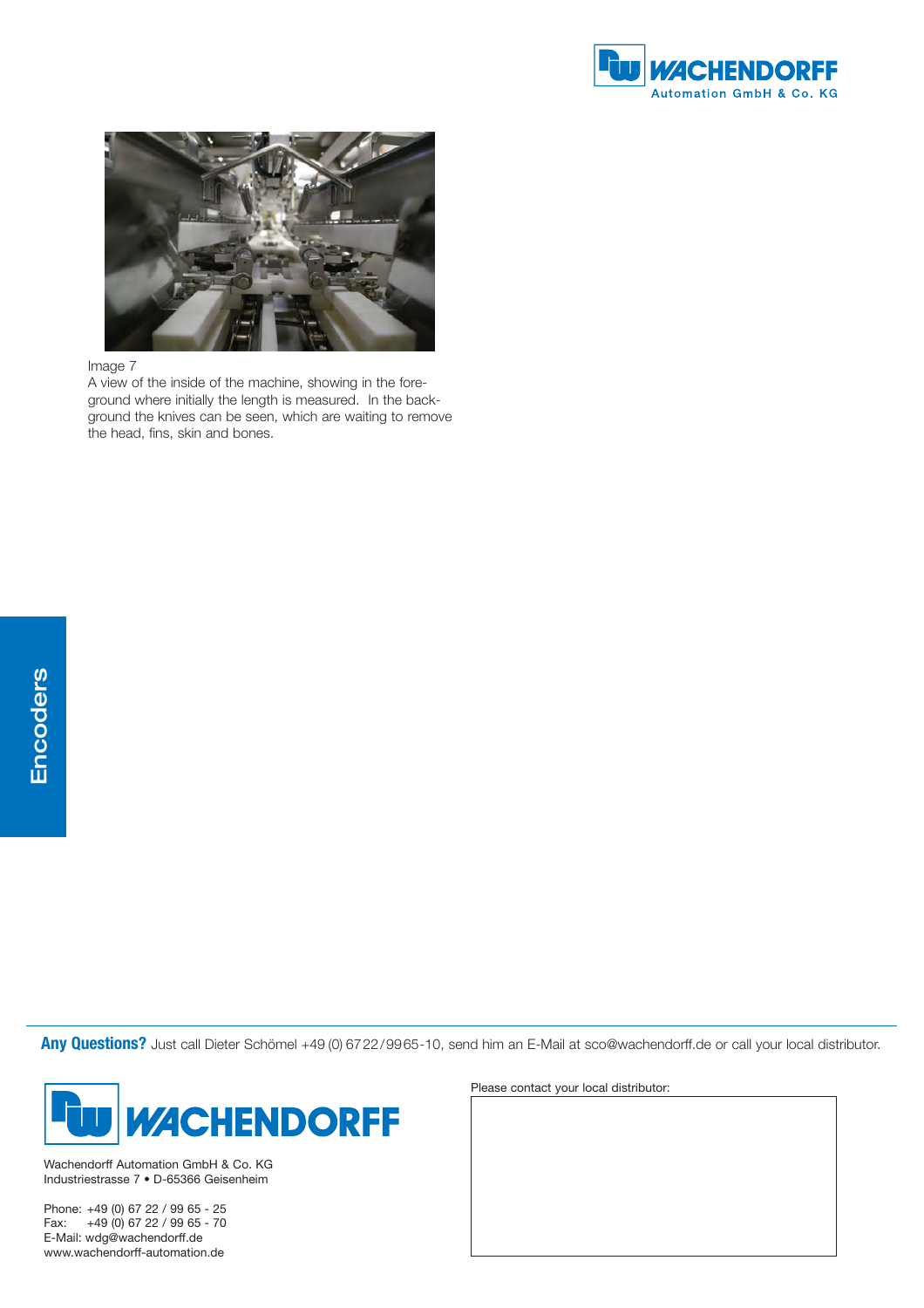Image 7
A view of the inside of the machine, showing in the foreground where initially the length is measured. In the background the knives can be seen, which are waiting to remove the head, fins, skin and bones.

Encoders

**Any Questions?** Just call Dieter Schömel +49 (0) 67 22/99 65-10, send him an E-Mail at sco@wachendorff.de or call your local distributor.

Wachendorff Automation GmbH & Co. KG
Industriestrasse 7 • D-65366 Geisenheim

Phone: +49 (0) 67 22 / 99 65 - 25
Fax: +49 (0) 67 22 / 99 65 - 70
E-Mail: wdg@wachendorff.de
www.wachendorff-automation.de

Please contact your local distributor: